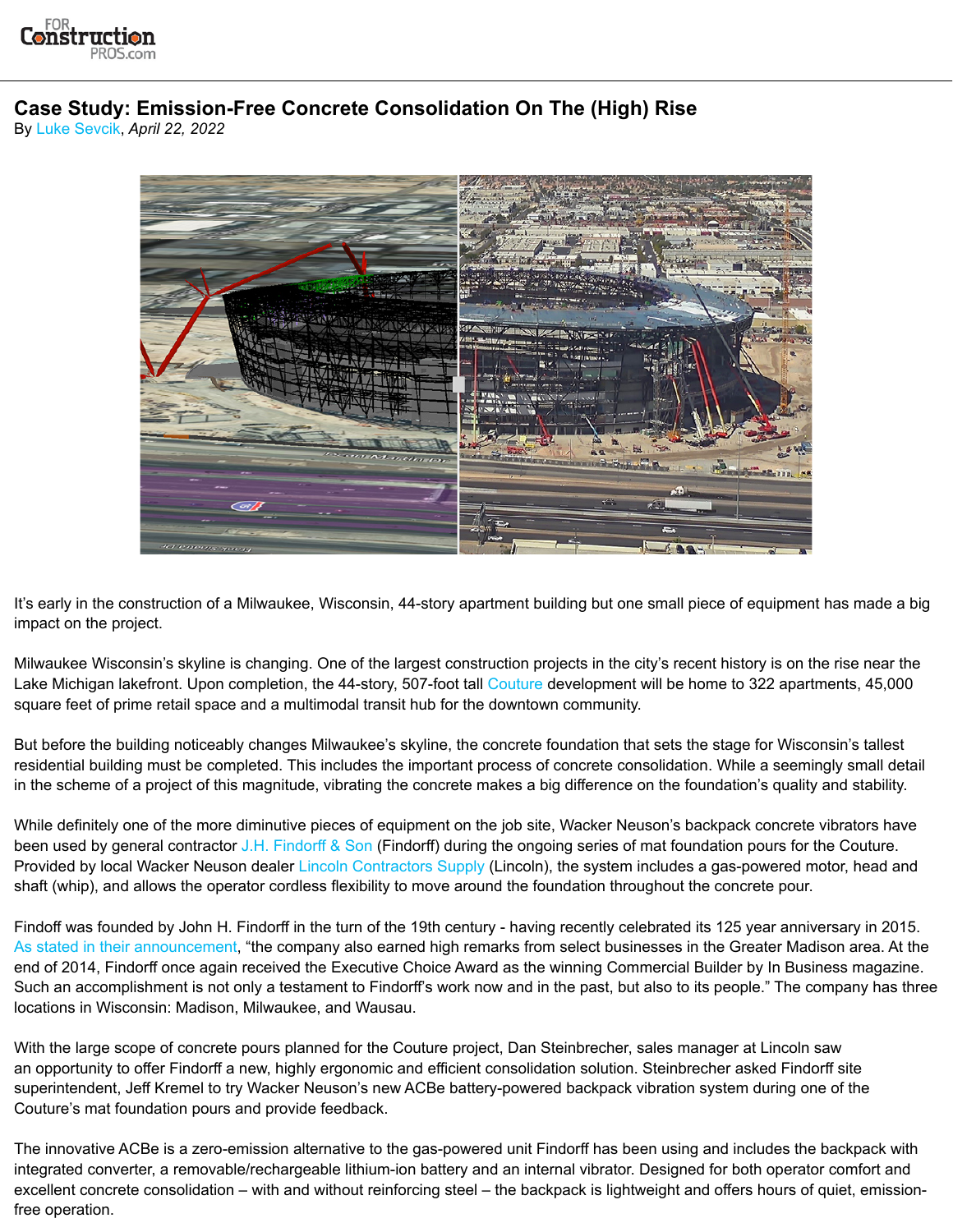# Case Study: Emission-Free Concrete Consolidation On The (High) Rise

By Luke Sevcik, *April 22, 2022*

It's early in the construction of a Milwaukee, Wisconsin, 44-story apartment building but one small piece of equipment has made a big impact on the project.

Milwaukee Wisconsin's skyline is changing. One of the largest construction projects in the city's recent history is on the rise near the Lake Michigan lakefront. Upon completion, the 44-story, 507-foot tall Couture development will be home to 322 apartments, 45,000 square feet of prime retail space and a multimodal transit hub for the downtown community.

But before the building noticeably changes Milwaukee's skyline, the concrete foundation that sets the stage for Wisconsin's tallest residential building must be completed. This includes the important process of concrete consolidation. While a seemingly small detail in the scheme of a project of this magnitude, vibrating the concrete makes a big difference on the foundation's quality and stability.

While definitely one of the more diminutive pieces of equipment on the job site, Wacker Neuson's backpack concrete vibrators have been used by general contractor J.H. Findorff & Son (Findorff) during the ongoing series of mat foundation pours for the Couture. Provided by local Wacker Neuson dealer Lincoln Contractors Supply (Lincoln), the system includes a gas-powered motor, head and shaft (whip), and allows the operator cordless flexibility to move around the foundation throughout the concrete pour.

Findoff was founded by John H. Findorff in the turn of the 19th century - having recently celebrated its 125 year anniversary in 2015. As stated in their announcement, "the company also earned high remarks from select businesses in the Greater Madison area. At the end of 2014, Findorff once again received the Executive Choice Award as the winning Commercial Builder by In Business magazine. Such an accomplishment is not only a testament to Findorff's work now and in the past, but also to its people." The company has three locations in Wisconsin: Madison, Milwaukee, and Wausau.

With the large scope of concrete pours planned for the Couture project, Dan Steinbrecher, sales manager at Lincoln saw an opportunity to offer Findorff a new, highly ergonomic and efficient consolidation solution. Steinbrecher asked Findorff site superintendent, Jeff Kremel to try Wacker Neuson's new ACBe battery-powered backpack vibration system during one of the Couture's mat foundation pours and provide feedback.

The innovative ACBe is a zero-emission alternative to the gas-powered unit Findorff has been using and includes the backpack with integrated converter, a removable/rechargeable lithium-ion battery and an internal vibrator. Designed for both operator comfort and excellent concrete consolidation – with and without reinforcing steel – the backpack is lightweight and offers hours of quiet, emission-free operation.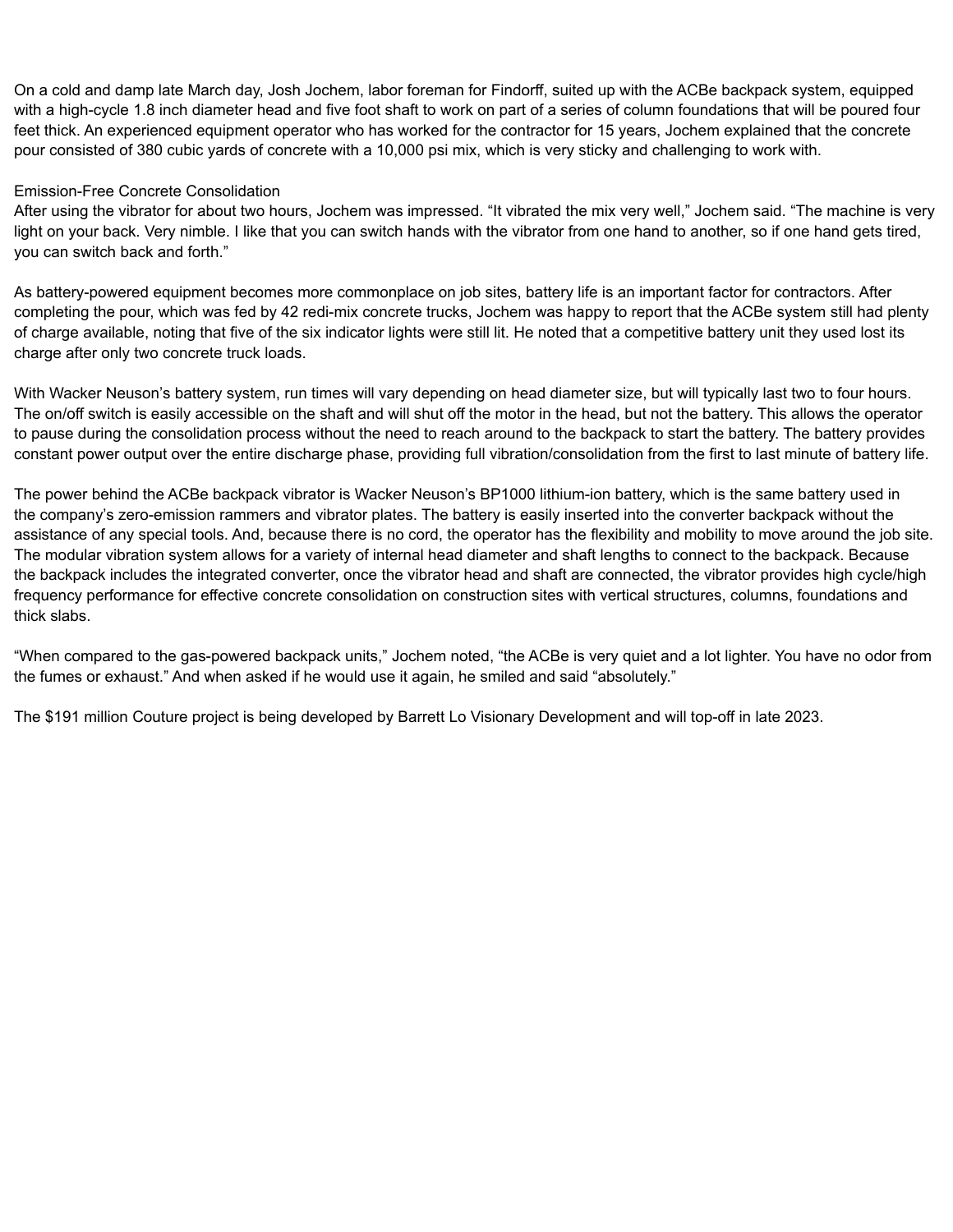On a cold and damp late March day, Josh Jochem, labor foreman for Findorff, suited up with the ACBe backpack system, equipped with a high-cycle 1.8 inch diameter head and five foot shaft to work on part of a series of column foundations that will be poured four feet thick. An experienced equipment operator who has worked for the contractor for 15 years, Jochem explained that the concrete pour consisted of 380 cubic yards of concrete with a 10,000 psi mix, which is very sticky and challenging to work with.

## Emission-Free Concrete Consolidation

After using the vibrator for about two hours, Jochem was impressed. “It vibrated the mix very well,” Jochem said. “The machine is very light on your back. Very nimble. I like that you can switch hands with the vibrator from one hand to another, so if one hand gets tired, you can switch back and forth.”

As battery-powered equipment becomes more commonplace on job sites, battery life is an important factor for contractors. After completing the pour, which was fed by 42 redi-mix concrete trucks, Jochem was happy to report that the ACBe system still had plenty of charge available, noting that five of the six indicator lights were still lit. He noted that a competitive battery unit they used lost its charge after only two concrete truck loads.

With Wacker Neuson’s battery system, run times will vary depending on head diameter size, but will typically last two to four hours. The on/off switch is easily accessible on the shaft and will shut off the motor in the head, but not the battery. This allows the operator to pause during the consolidation process without the need to reach around to the backpack to start the battery. The battery provides constant power output over the entire discharge phase, providing full vibration/consolidation from the first to last minute of battery life.

The power behind the ACBe backpack vibrator is Wacker Neuson’s BP1000 lithium-ion battery, which is the same battery used in the company’s zero-emission rammers and vibrator plates. The battery is easily inserted into the converter backpack without the assistance of any special tools. And, because there is no cord, the operator has the flexibility and mobility to move around the job site. The modular vibration system allows for a variety of internal head diameter and shaft lengths to connect to the backpack. Because the backpack includes the integrated converter, once the vibrator head and shaft are connected, the vibrator provides high cycle/high frequency performance for effective concrete consolidation on construction sites with vertical structures, columns, foundations and thick slabs.

“When compared to the gas-powered backpack units,” Jochem noted, “the ACBe is very quiet and a lot lighter. You have no odor from the fumes or exhaust.” And when asked if he would use it again, he smiled and said “absolutely.”

The $191 million Couture project is being developed by Barrett Lo Visionary Development and will top-off in late 2023.